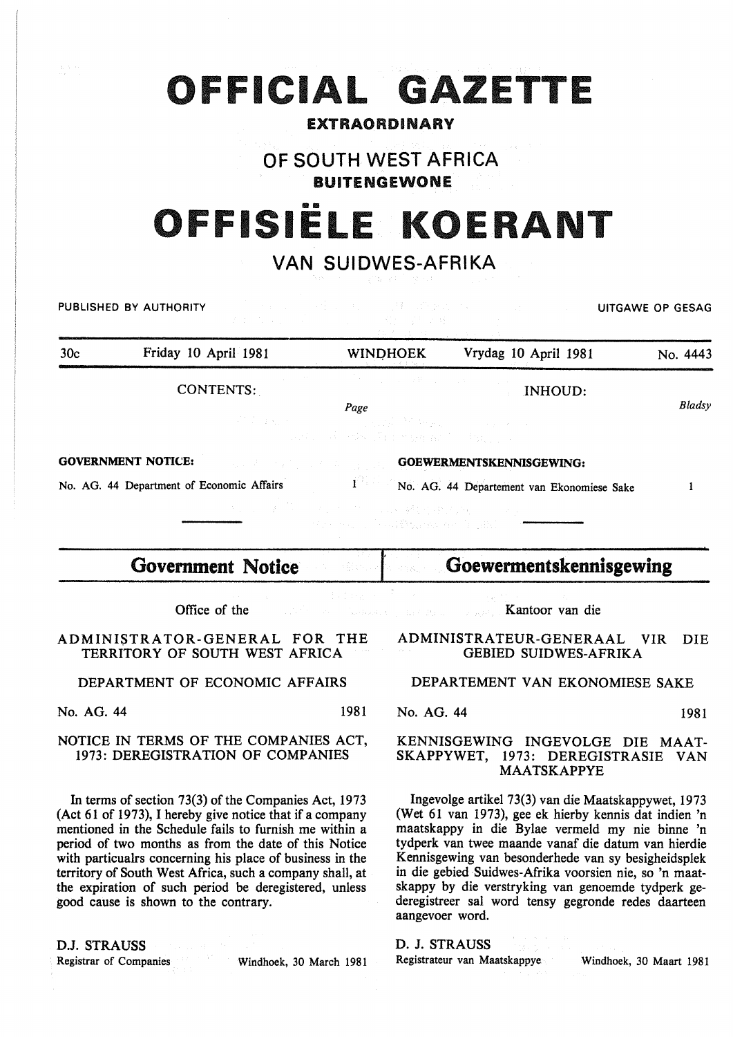# OFFICIAL GAZETTE

**EXTRAORDINARY**

## OF SOUTH WEST AFRICA

**BUITENGEWONE**

# OFFISIËLE KOERANT

## VAN SUIDWES-AFRIKA

PUBLISHED BY AUTHORITY — UITGAWE OP GESAG

30c — Friday 10 April 1981 — WINDHOEK — Vrydag 10 April 1981 — No. 4443

CONTENTS: — *Page*

**GOVERNMENT NOTICE:**

No. AG. 44 Department of Economic Affairs — 1

INHOUD: — *Bladsy*

**GOEWERMENTSKENNISGEWING:**

No. AG. 44 Departement van Ekonomiese Sake — 1

## Government Notice

Office of the

ADMINISTRATOR-GENERAL FOR THE TERRITORY OF SOUTH WEST AFRICA

DEPARTMENT OF ECONOMIC AFFAIRS

No. AG. 44 — 1981

NOTICE IN TERMS OF THE COMPANIES ACT, 1973: DEREGISTRATION OF COMPANIES

In terms of section 73(3) of the Companies Act, 1973 (Act 61 of 1973), I hereby give notice that if a company mentioned in the Schedule fails to furnish me within a period of two months as from the date of this Notice with particualrs concerning his place of business in the territory of South West Africa, such a company shall, at the expiration of such period be deregistered, unless good cause is shown to the contrary.

D.J. STRAUSS
Registrar of Companies — Windhoek, 30 March 1981

## Goewermentskennisgewing

Kantoor van die

ADMINISTRATEUR-GENERAAL VIR DIE GEBIED SUIDWES-AFRIKA

DEPARTEMENT VAN EKONOMIESE SAKE

No. AG. 44 — 1981

KENNISGEWING INGEVOLGE DIE MAATSKAPPYWET, 1973: DEREGISTRASIE VAN MAATSKAPPYE

Ingevolge artikel 73(3) van die Maatskappywet, 1973 (Wet 61 van 1973), gee ek hierby kennis dat indien 'n maatskappy in die Bylae vermeld my nie binne 'n tydperk van twee maande vanaf die datum van hierdie Kennisgewing van besonderhede van sy besigheidsplek in die gebied Suidwes-Afrika voorsien nie, so 'n maatskappy by die verstryking van genoemde tydperk gederegistreer sal word tensy gegronde redes daarteen aangevoer word.

D. J. STRAUSS
Registrateur van Maatskappye — Windhoek, 30 Maart 1981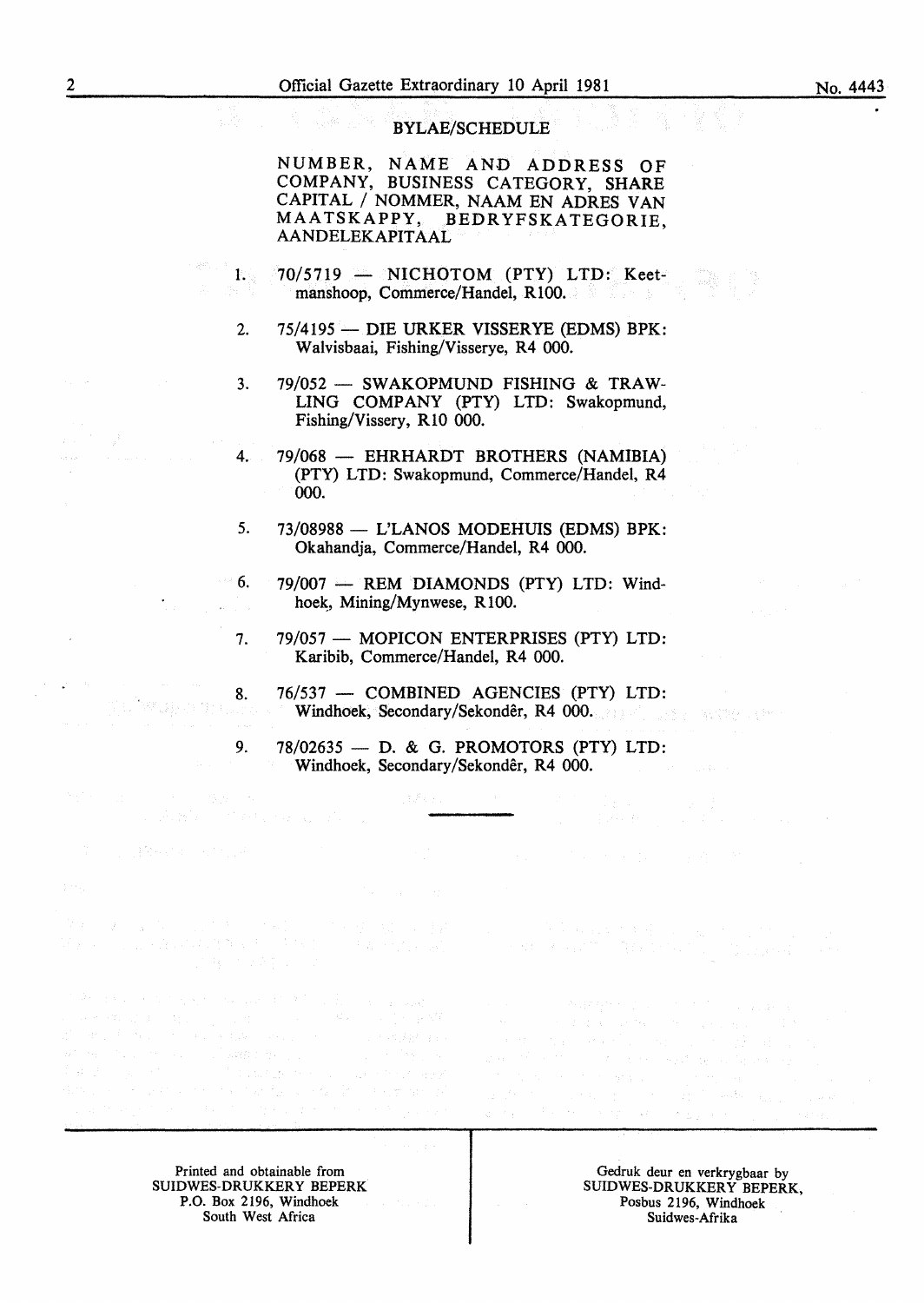## BYLAE/SCHEDULE

NUMBER, NAME AND ADDRESS OF COMPANY, BUSINESS CATEGORY, SHARE CAPITAL / NOMMER, NAAM EN ADRES VAN MAATSKAPPY, BEDRYFSKATEGORIE, AANDELEKAPITAAL

1. 70/5719 — NICHOTOM (PTY) LTD: Keetmanshoop, Commerce/Handel, R100.
2. 75/4195 — DIE URKER VISSERYE (EDMS) BPK: Walvisbaai, Fishing/Visserye, R4 000.
3. 79/052 — SWAKOPMUND FISHING & TRAWLING COMPANY (PTY) LTD: Swakopmund, Fishing/Vissery, R10 000.
4. 79/068 — EHRHARDT BROTHERS (NAMIBIA) (PTY) LTD: Swakopmund, Commerce/Handel, R4 000.
5. 73/08988 — L'LANOS MODEHUIS (EDMS) BPK: Okahandja, Commerce/Handel, R4 000.
6. 79/007 — REM DIAMONDS (PTY) LTD: Windhoek, Mining/Mynwese, R100.
7. 79/057 — MOPICON ENTERPRISES (PTY) LTD: Karibib, Commerce/Handel, R4 000.
8. 76/537 — COMBINED AGENCIES (PTY) LTD: Windhoek, Secondary/Sekondêr, R4 000.
9. 78/02635 — D. & G. PROMOTORS (PTY) LTD: Windhoek, Secondary/Sekondêr, R4 000.

---

Printed and obtainable from
SUIDWES-DRUKKERY BEPERK
P.O. Box 2196, Windhoek
South West Africa

Gedruk deur en verkrygbaar by
SUIDWES-DRUKKERY BEPERK,
Posbus 2196, Windhoek
Suidwes-Afrika